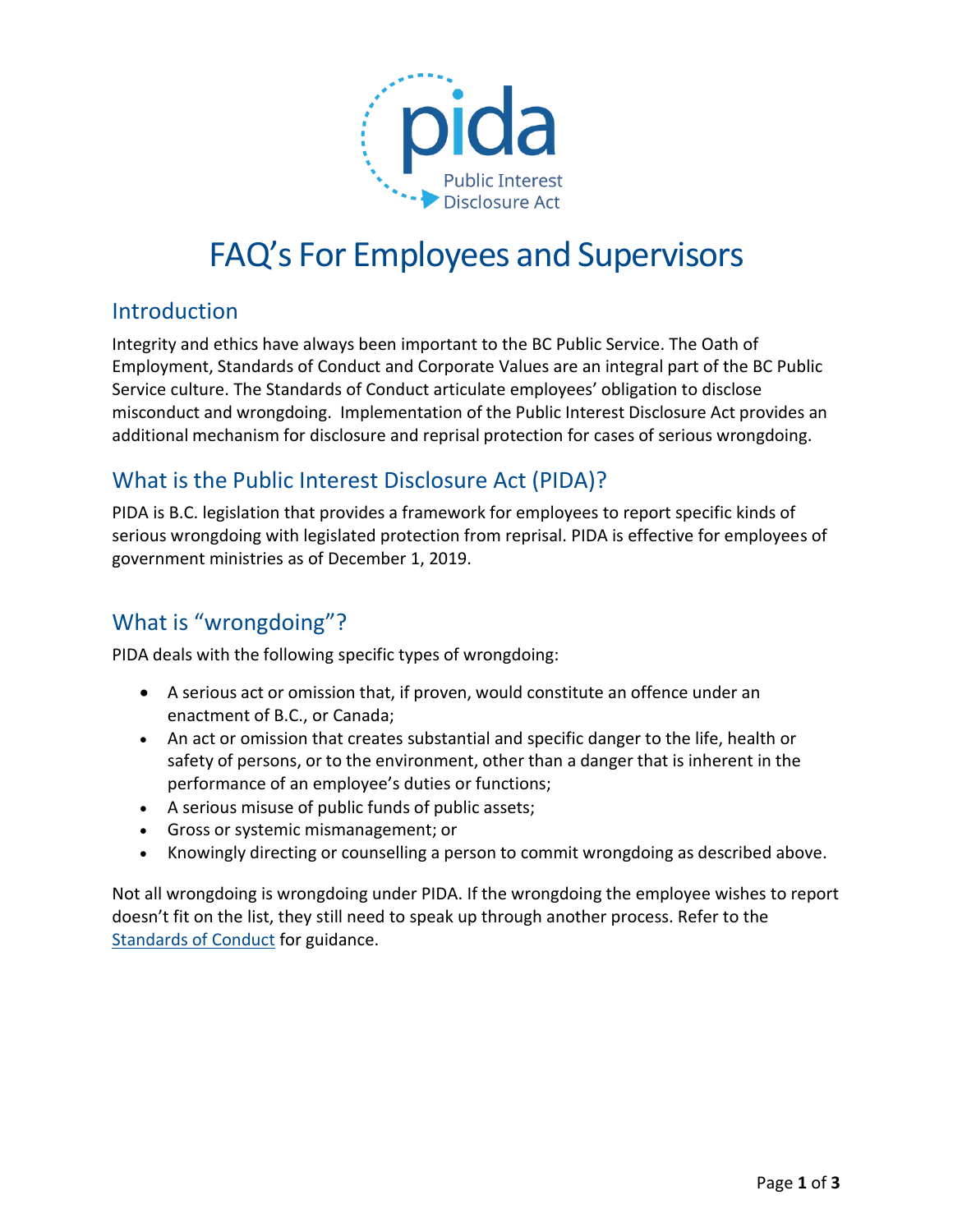# FAQ's For Employees and Supervisors

## Introduction

Integrity and ethics have always been important to the BC Public Service. The Oath of Employment, Standards of Conduct and Corporate Values are an integral part of the BC Public Service culture. The Standards of Conduct articulate employees' obligation to disclose misconduct and wrongdoing. Implementation of the Public Interest Disclosure Act provides an additional mechanism for disclosure and reprisal protection for cases of serious wrongdoing.

## What is the Public Interest Disclosure Act (PIDA)?

PIDA is B.C. legislation that provides a framework for employees to report specific kinds of serious wrongdoing with legislated protection from reprisal. PIDA is effective for employees of government ministries as of December 1, 2019.

## What is "wrongdoing"?

PIDA deals with the following specific types of wrongdoing:

- A serious act or omission that, if proven, would constitute an offence under an enactment of B.C., or Canada;
- An act or omission that creates substantial and specific danger to the life, health or safety of persons, or to the environment, other than a danger that is inherent in the performance of an employee's duties or functions;
- A serious misuse of public funds of public assets;
- Gross or systemic mismanagement; or
- Knowingly directing or counselling a person to commit wrongdoing as described above.

Not all wrongdoing is wrongdoing under PIDA. If the wrongdoing the employee wishes to report doesn't fit on the list, they still need to speak up through another process. Refer to the Standards of Conduct for guidance.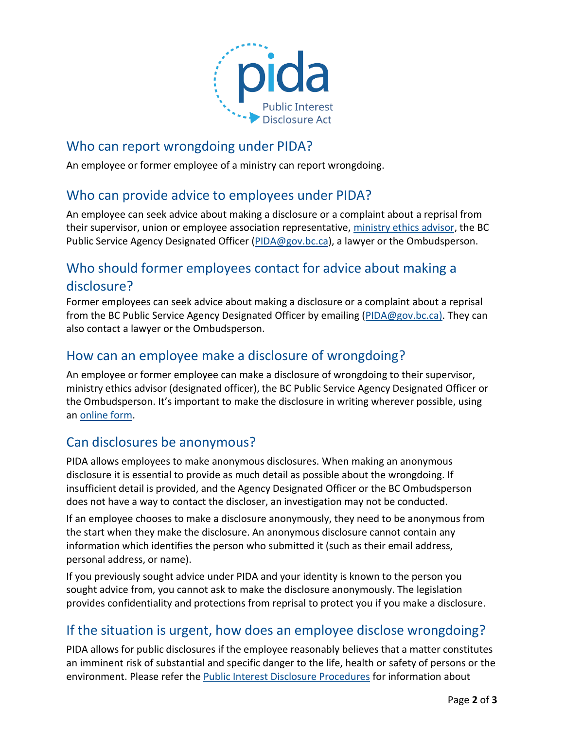## Who can report wrongdoing under PIDA?

An employee or former employee of a ministry can report wrongdoing.

## Who can provide advice to employees under PIDA?

An employee can seek advice about making a disclosure or a complaint about a reprisal from their supervisor, union or employee association representative, ministry ethics advisor, the BC Public Service Agency Designated Officer (PIDA@gov.bc.ca), a lawyer or the Ombudsperson.

## Who should former employees contact for advice about making a disclosure?

Former employees can seek advice about making a disclosure or a complaint about a reprisal from the BC Public Service Agency Designated Officer by emailing (PIDA@gov.bc.ca). They can also contact a lawyer or the Ombudsperson.

## How can an employee make a disclosure of wrongdoing?

An employee or former employee can make a disclosure of wrongdoing to their supervisor, ministry ethics advisor (designated officer), the BC Public Service Agency Designated Officer or the Ombudsperson. It's important to make the disclosure in writing wherever possible, using an online form.

## Can disclosures be anonymous?

PIDA allows employees to make anonymous disclosures. When making an anonymous disclosure it is essential to provide as much detail as possible about the wrongdoing. If insufficient detail is provided, and the Agency Designated Officer or the BC Ombudsperson does not have a way to contact the discloser, an investigation may not be conducted.

If an employee chooses to make a disclosure anonymously, they need to be anonymous from the start when they make the disclosure. An anonymous disclosure cannot contain any information which identifies the person who submitted it (such as their email address, personal address, or name).

If you previously sought advice under PIDA and your identity is known to the person you sought advice from, you cannot ask to make the disclosure anonymously. The legislation provides confidentiality and protections from reprisal to protect you if you make a disclosure.

## If the situation is urgent, how does an employee disclose wrongdoing?

PIDA allows for public disclosures if the employee reasonably believes that a matter constitutes an imminent risk of substantial and specific danger to the life, health or safety of persons or the environment. Please refer the Public Interest Disclosure Procedures for information about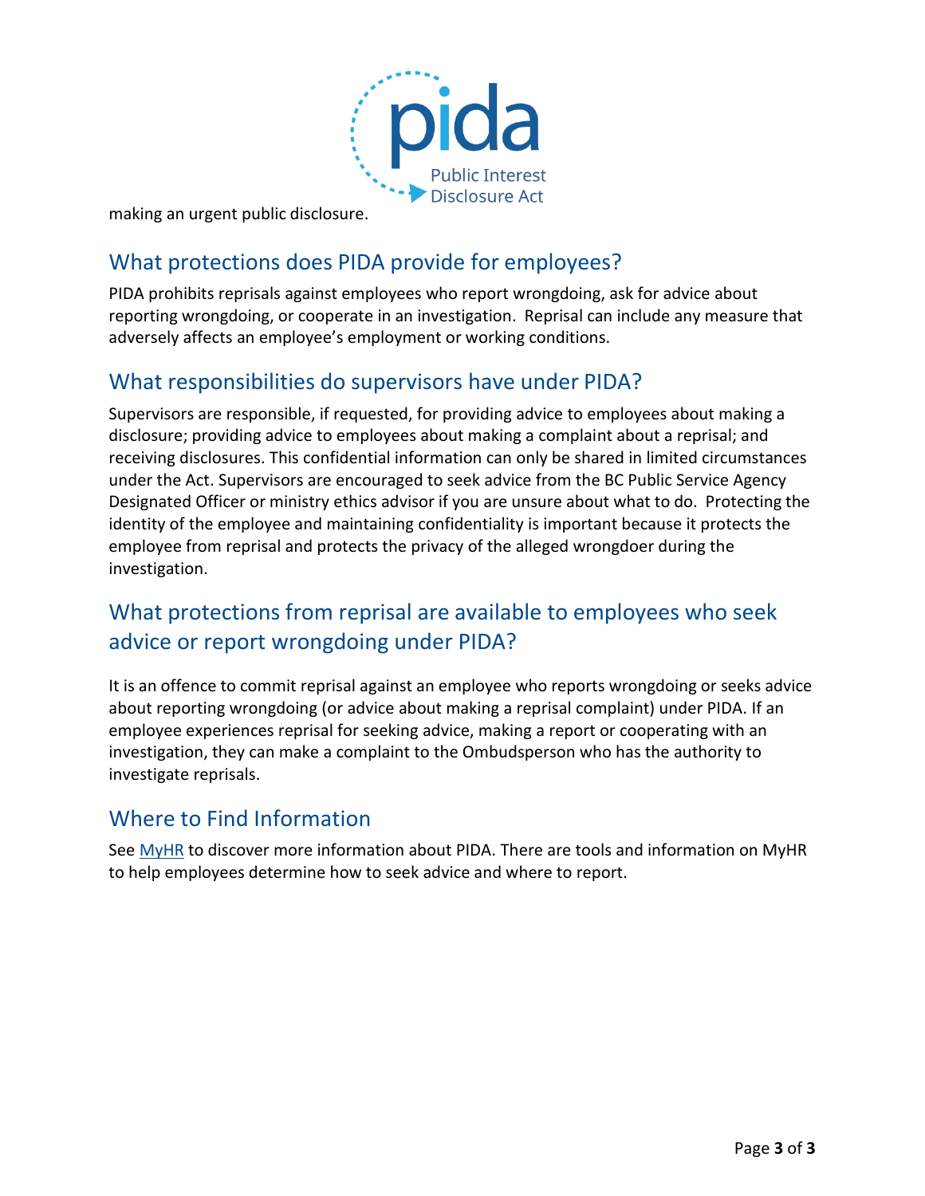making an urgent public disclosure.

## What protections does PIDA provide for employees?

PIDA prohibits reprisals against employees who report wrongdoing, ask for advice about reporting wrongdoing, or cooperate in an investigation. Reprisal can include any measure that adversely affects an employee's employment or working conditions.

## What responsibilities do supervisors have under PIDA?

Supervisors are responsible, if requested, for providing advice to employees about making a disclosure; providing advice to employees about making a complaint about a reprisal; and receiving disclosures. This confidential information can only be shared in limited circumstances under the Act. Supervisors are encouraged to seek advice from the BC Public Service Agency Designated Officer or ministry ethics advisor if you are unsure about what to do. Protecting the identity of the employee and maintaining confidentiality is important because it protects the employee from reprisal and protects the privacy of the alleged wrongdoer during the investigation.

## What protections from reprisal are available to employees who seek advice or report wrongdoing under PIDA?

It is an offence to commit reprisal against an employee who reports wrongdoing or seeks advice about reporting wrongdoing (or advice about making a reprisal complaint) under PIDA. If an employee experiences reprisal for seeking advice, making a report or cooperating with an investigation, they can make a complaint to the Ombudsperson who has the authority to investigate reprisals.

## Where to Find Information

See MyHR to discover more information about PIDA. There are tools and information on MyHR to help employees determine how to seek advice and where to report.